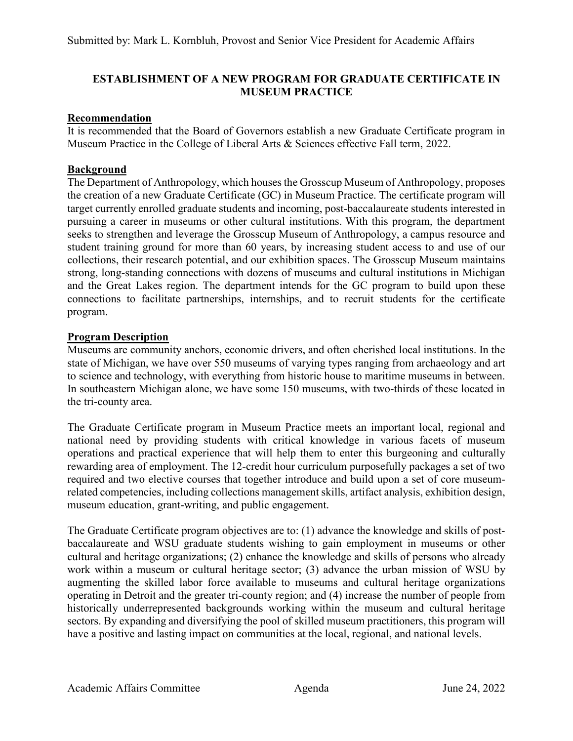Submitted by: Mark L. Kornbluh, Provost and Senior Vice President for Academic Affairs

# ESTABLISHMENT OF A NEW PROGRAM FOR GRADUATE CERTIFICATE IN MUSEUM PRACTICE

## Recommendation

It is recommended that the Board of Governors establish a new Graduate Certificate program in Museum Practice in the College of Liberal Arts & Sciences effective Fall term, 2022.

## Background

The Department of Anthropology, which houses the Grosscup Museum of Anthropology, proposes the creation of a new Graduate Certificate (GC) in Museum Practice. The certificate program will target currently enrolled graduate students and incoming, post-baccalaureate students interested in pursuing a career in museums or other cultural institutions. With this program, the department seeks to strengthen and leverage the Grosscup Museum of Anthropology, a campus resource and student training ground for more than 60 years, by increasing student access to and use of our collections, their research potential, and our exhibition spaces. The Grosscup Museum maintains strong, long-standing connections with dozens of museums and cultural institutions in Michigan and the Great Lakes region. The department intends for the GC program to build upon these connections to facilitate partnerships, internships, and to recruit students for the certificate program.

## Program Description

Museums are community anchors, economic drivers, and often cherished local institutions. In the state of Michigan, we have over 550 museums of varying types ranging from archaeology and art to science and technology, with everything from historic house to maritime museums in between. In southeastern Michigan alone, we have some 150 museums, with two-thirds of these located in the tri-county area.

The Graduate Certificate program in Museum Practice meets an important local, regional and national need by providing students with critical knowledge in various facets of museum operations and practical experience that will help them to enter this burgeoning and culturally rewarding area of employment. The 12-credit hour curriculum purposefully packages a set of two required and two elective courses that together introduce and build upon a set of core museum-related competencies, including collections management skills, artifact analysis, exhibition design, museum education, grant-writing, and public engagement.

The Graduate Certificate program objectives are to: (1) advance the knowledge and skills of post-baccalaureate and WSU graduate students wishing to gain employment in museums or other cultural and heritage organizations; (2) enhance the knowledge and skills of persons who already work within a museum or cultural heritage sector; (3) advance the urban mission of WSU by augmenting the skilled labor force available to museums and cultural heritage organizations operating in Detroit and the greater tri-county region; and (4) increase the number of people from historically underrepresented backgrounds working within the museum and cultural heritage sectors. By expanding and diversifying the pool of skilled museum practitioners, this program will have a positive and lasting impact on communities at the local, regional, and national levels.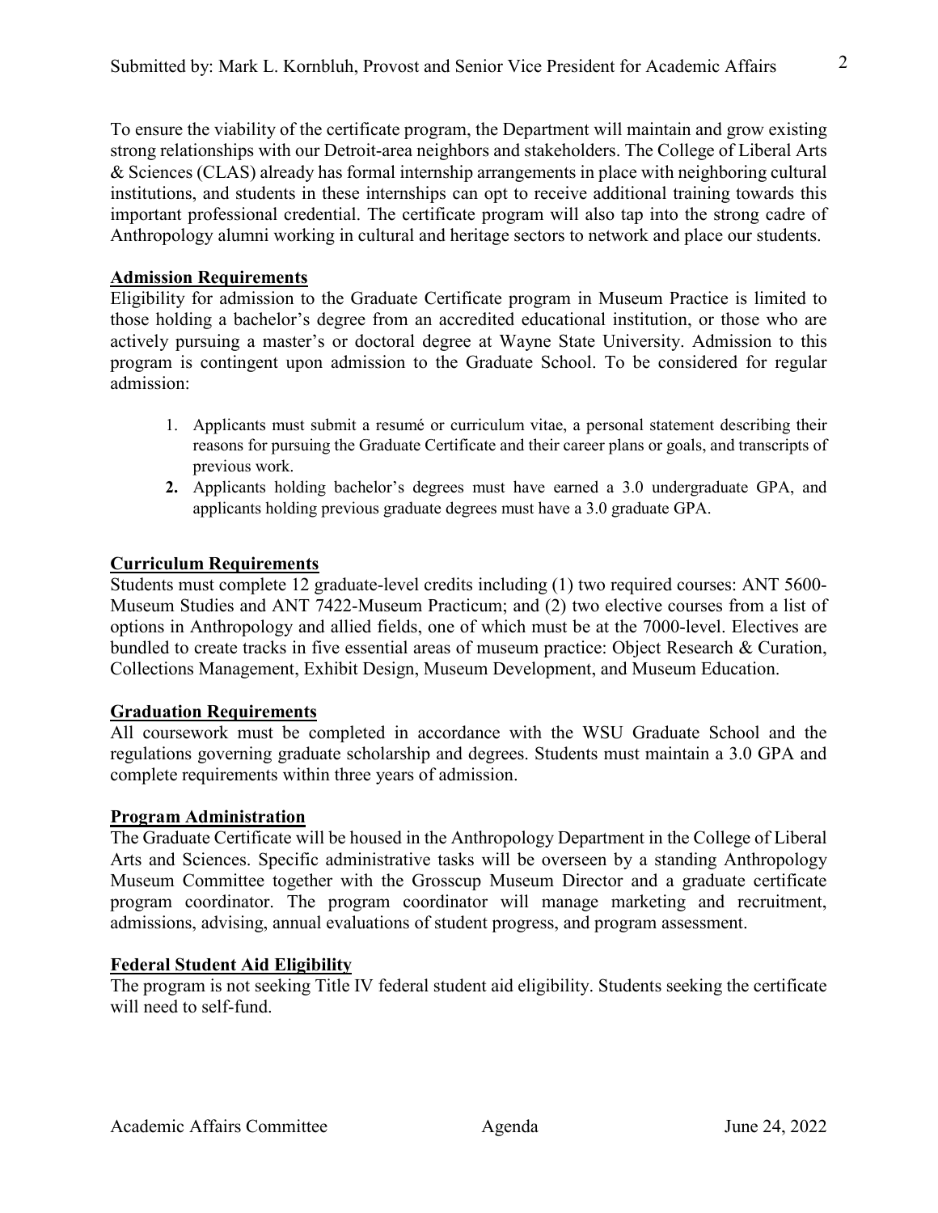To ensure the viability of the certificate program, the Department will maintain and grow existing strong relationships with our Detroit-area neighbors and stakeholders. The College of Liberal Arts & Sciences (CLAS) already has formal internship arrangements in place with neighboring cultural institutions, and students in these internships can opt to receive additional training towards this important professional credential. The certificate program will also tap into the strong cadre of Anthropology alumni working in cultural and heritage sectors to network and place our students.

## Admission Requirements

Eligibility for admission to the Graduate Certificate program in Museum Practice is limited to those holding a bachelor's degree from an accredited educational institution, or those who are actively pursuing a master's or doctoral degree at Wayne State University. Admission to this program is contingent upon admission to the Graduate School. To be considered for regular admission:

1. Applicants must submit a resumé or curriculum vitae, a personal statement describing their reasons for pursuing the Graduate Certificate and their career plans or goals, and transcripts of previous work.
2. Applicants holding bachelor's degrees must have earned a 3.0 undergraduate GPA, and applicants holding previous graduate degrees must have a 3.0 graduate GPA.

## Curriculum Requirements

Students must complete 12 graduate-level credits including (1) two required courses: ANT 5600-Museum Studies and ANT 7422-Museum Practicum; and (2) two elective courses from a list of options in Anthropology and allied fields, one of which must be at the 7000-level. Electives are bundled to create tracks in five essential areas of museum practice: Object Research & Curation, Collections Management, Exhibit Design, Museum Development, and Museum Education.

## Graduation Requirements

All coursework must be completed in accordance with the WSU Graduate School and the regulations governing graduate scholarship and degrees. Students must maintain a 3.0 GPA and complete requirements within three years of admission.

## Program Administration

The Graduate Certificate will be housed in the Anthropology Department in the College of Liberal Arts and Sciences. Specific administrative tasks will be overseen by a standing Anthropology Museum Committee together with the Grosscup Museum Director and a graduate certificate program coordinator. The program coordinator will manage marketing and recruitment, admissions, advising, annual evaluations of student progress, and program assessment.

## Federal Student Aid Eligibility

The program is not seeking Title IV federal student aid eligibility. Students seeking the certificate will need to self-fund.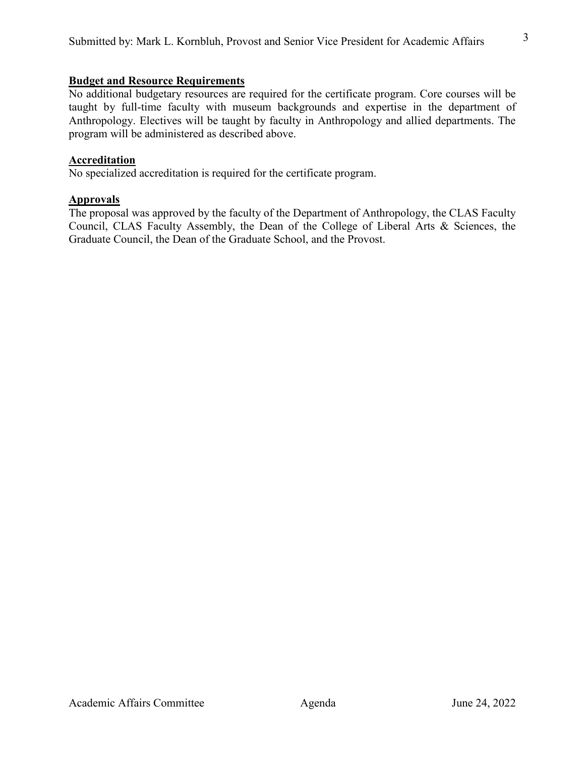## Budget and Resource Requirements

No additional budgetary resources are required for the certificate program. Core courses will be taught by full-time faculty with museum backgrounds and expertise in the department of Anthropology. Electives will be taught by faculty in Anthropology and allied departments. The program will be administered as described above.

## Accreditation

No specialized accreditation is required for the certificate program.

## Approvals

The proposal was approved by the faculty of the Department of Anthropology, the CLAS Faculty Council, CLAS Faculty Assembly, the Dean of the College of Liberal Arts & Sciences, the Graduate Council, the Dean of the Graduate School, and the Provost.